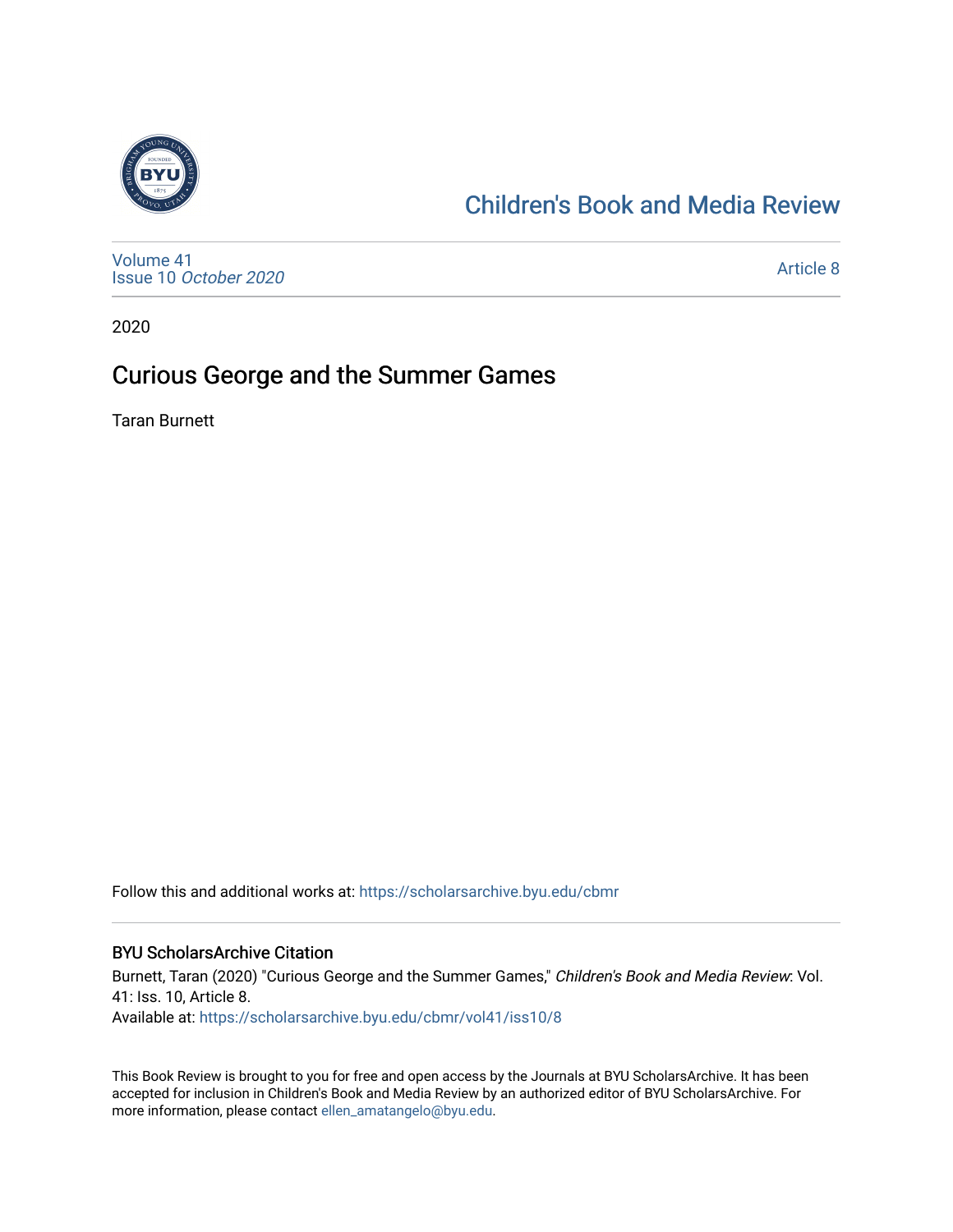Children's Book and Media Review

Volume 41
Issue 10 *October 2020*

Article 8

2020

# Curious George and the Summer Games

Taran Burnett

Follow this and additional works at: https://scholarsarchive.byu.edu/cbmr

## BYU ScholarsArchive Citation

Burnett, Taran (2020) "Curious George and the Summer Games," *Children's Book and Media Review*: Vol. 41: Iss. 10, Article 8.
Available at: https://scholarsarchive.byu.edu/cbmr/vol41/iss10/8

This Book Review is brought to you for free and open access by the Journals at BYU ScholarsArchive. It has been accepted for inclusion in Children's Book and Media Review by an authorized editor of BYU ScholarsArchive. For more information, please contact ellen_amatangelo@byu.edu.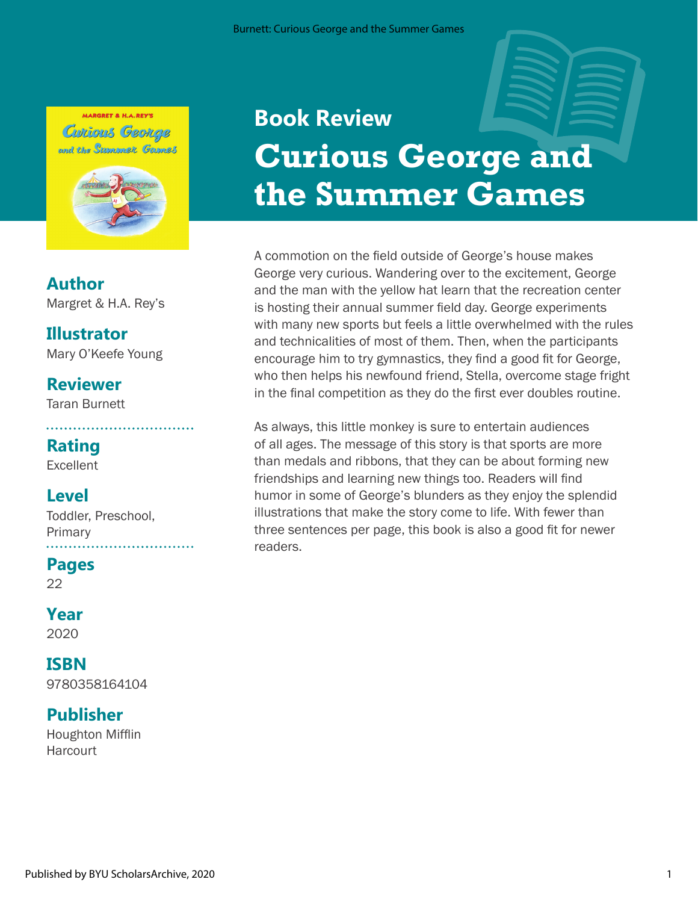# Book Review

# Curious George and the Summer Games

## Author
Margret & H.A. Rey's

## Illustrator
Mary O'Keefe Young

## Reviewer
Taran Burnett

## Rating
Excellent

## Level
Toddler, Preschool, Primary

## Pages
22

## Year
2020

## ISBN
9780358164104

## Publisher
Houghton Mifflin Harcourt

A commotion on the field outside of George's house makes George very curious. Wandering over to the excitement, George and the man with the yellow hat learn that the recreation center is hosting their annual summer field day. George experiments with many new sports but feels a little overwhelmed with the rules and technicalities of most of them. Then, when the participants encourage him to try gymnastics, they find a good fit for George, who then helps his newfound friend, Stella, overcome stage fright in the final competition as they do the first ever doubles routine.

As always, this little monkey is sure to entertain audiences of all ages. The message of this story is that sports are more than medals and ribbons, that they can be about forming new friendships and learning new things too. Readers will find humor in some of George's blunders as they enjoy the splendid illustrations that make the story come to life. With fewer than three sentences per page, this book is also a good fit for newer readers.